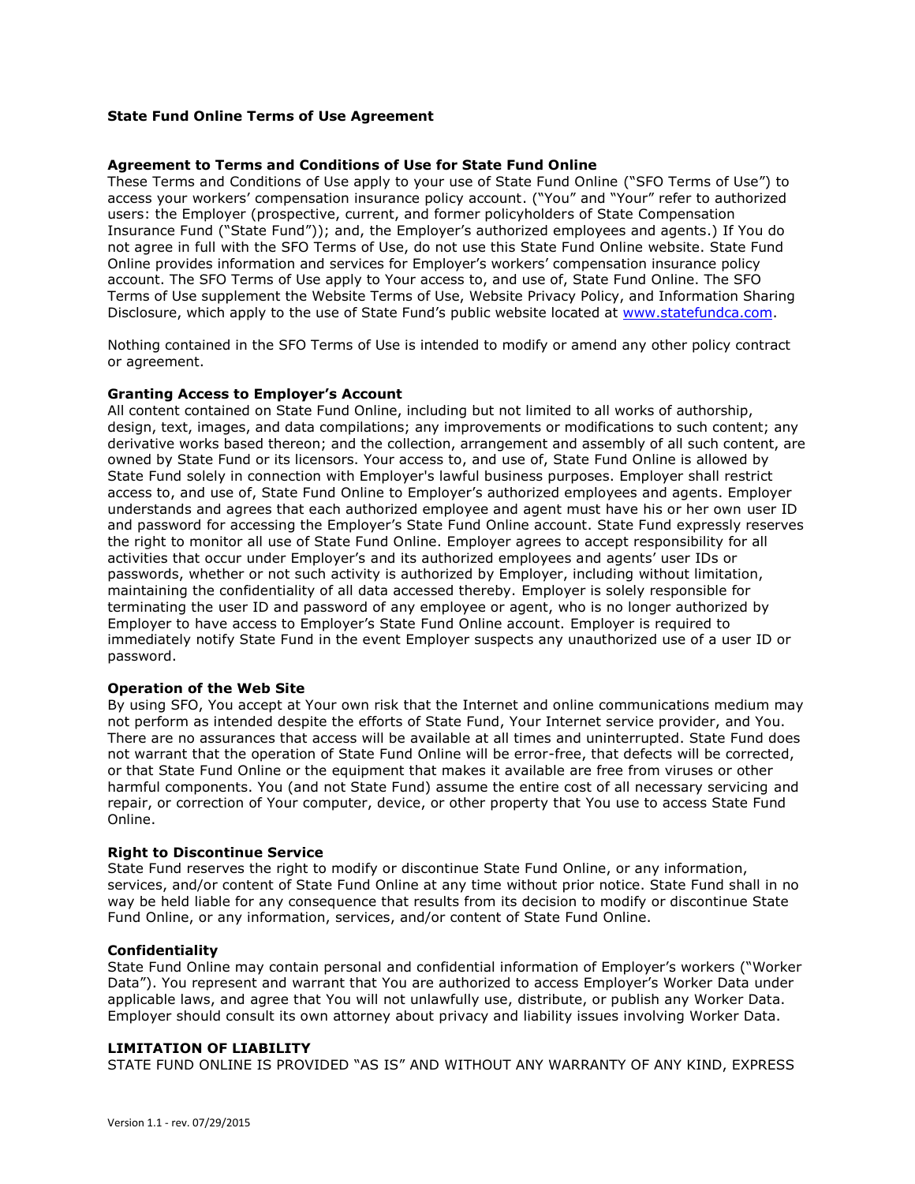# State Fund Online Terms of Use Agreement

## Agreement to Terms and Conditions of Use for State Fund Online

These Terms and Conditions of Use apply to your use of State Fund Online ("SFO Terms of Use") to access your workers' compensation insurance policy account. ("You" and "Your" refer to authorized users: the Employer (prospective, current, and former policyholders of State Compensation Insurance Fund ("State Fund")); and, the Employer's authorized employees and agents.) If You do not agree in full with the SFO Terms of Use, do not use this State Fund Online website. State Fund Online provides information and services for Employer's workers' compensation insurance policy account. The SFO Terms of Use apply to Your access to, and use of, State Fund Online. The SFO Terms of Use supplement the Website Terms of Use, Website Privacy Policy, and Information Sharing Disclosure, which apply to the use of State Fund's public website located at [www.statefundca.com](http://www.statefundca.com).

Nothing contained in the SFO Terms of Use is intended to modify or amend any other policy contract or agreement.

## Granting Access to Employer's Account

All content contained on State Fund Online, including but not limited to all works of authorship, design, text, images, and data compilations; any improvements or modifications to such content; any derivative works based thereon; and the collection, arrangement and assembly of all such content, are owned by State Fund or its licensors. Your access to, and use of, State Fund Online is allowed by State Fund solely in connection with Employer's lawful business purposes. Employer shall restrict access to, and use of, State Fund Online to Employer's authorized employees and agents. Employer understands and agrees that each authorized employee and agent must have his or her own user ID and password for accessing the Employer's State Fund Online account. State Fund expressly reserves the right to monitor all use of State Fund Online. Employer agrees to accept responsibility for all activities that occur under Employer's and its authorized employees and agents' user IDs or passwords, whether or not such activity is authorized by Employer, including without limitation, maintaining the confidentiality of all data accessed thereby. Employer is solely responsible for terminating the user ID and password of any employee or agent, who is no longer authorized by Employer to have access to Employer's State Fund Online account. Employer is required to immediately notify State Fund in the event Employer suspects any unauthorized use of a user ID or password.

## Operation of the Web Site

By using SFO, You accept at Your own risk that the Internet and online communications medium may not perform as intended despite the efforts of State Fund, Your Internet service provider, and You. There are no assurances that access will be available at all times and uninterrupted. State Fund does not warrant that the operation of State Fund Online will be error-free, that defects will be corrected, or that State Fund Online or the equipment that makes it available are free from viruses or other harmful components. You (and not State Fund) assume the entire cost of all necessary servicing and repair, or correction of Your computer, device, or other property that You use to access State Fund Online.

## Right to Discontinue Service

State Fund reserves the right to modify or discontinue State Fund Online, or any information, services, and/or content of State Fund Online at any time without prior notice. State Fund shall in no way be held liable for any consequence that results from its decision to modify or discontinue State Fund Online, or any information, services, and/or content of State Fund Online.

## Confidentiality

State Fund Online may contain personal and confidential information of Employer's workers ("Worker Data"). You represent and warrant that You are authorized to access Employer's Worker Data under applicable laws, and agree that You will not unlawfully use, distribute, or publish any Worker Data. Employer should consult its own attorney about privacy and liability issues involving Worker Data.

## LIMITATION OF LIABILITY

STATE FUND ONLINE IS PROVIDED "AS IS" AND WITHOUT ANY WARRANTY OF ANY KIND, EXPRESS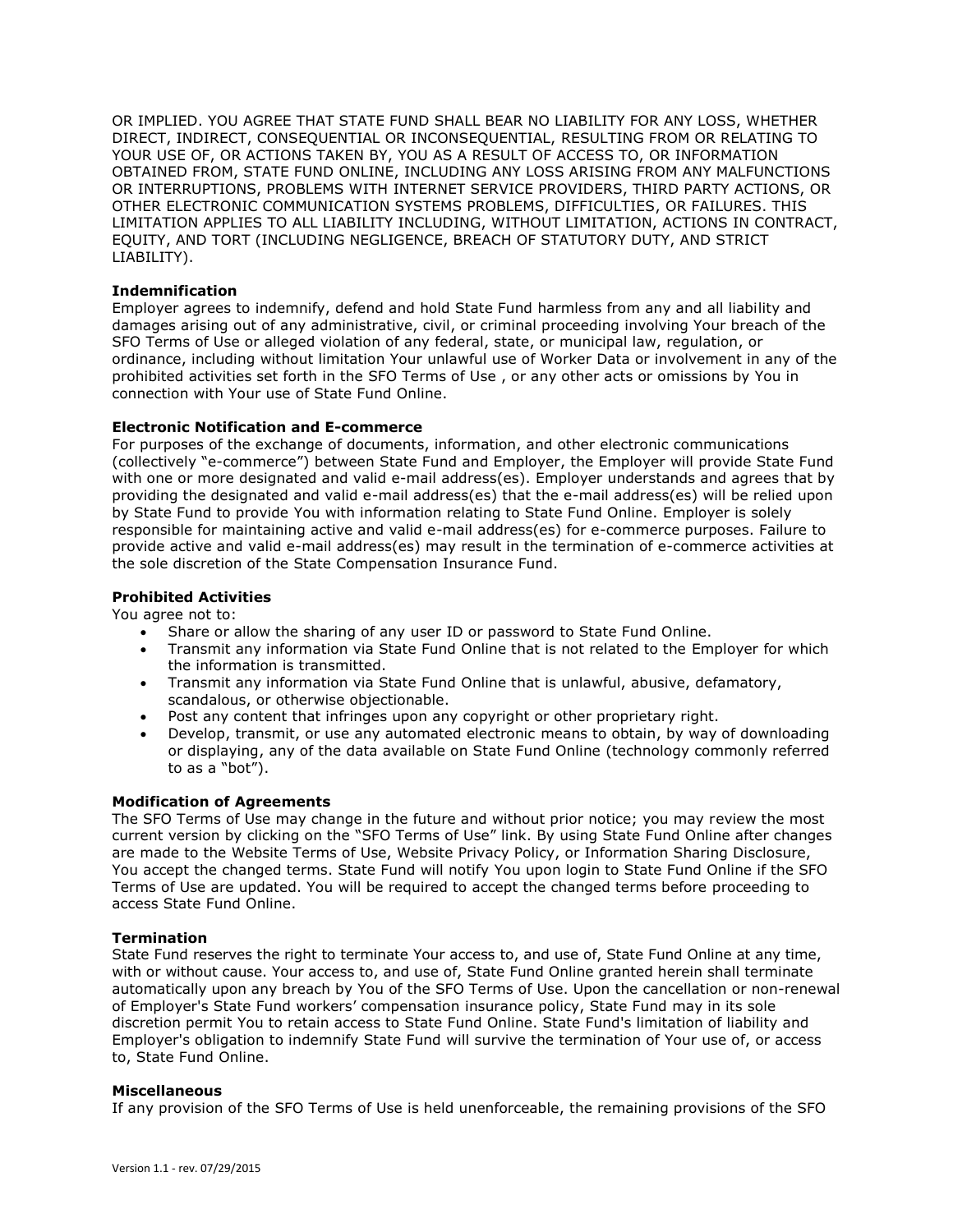OR IMPLIED. YOU AGREE THAT STATE FUND SHALL BEAR NO LIABILITY FOR ANY LOSS, WHETHER DIRECT, INDIRECT, CONSEQUENTIAL OR INCONSEQUENTIAL, RESULTING FROM OR RELATING TO YOUR USE OF, OR ACTIONS TAKEN BY, YOU AS A RESULT OF ACCESS TO, OR INFORMATION OBTAINED FROM, STATE FUND ONLINE, INCLUDING ANY LOSS ARISING FROM ANY MALFUNCTIONS OR INTERRUPTIONS, PROBLEMS WITH INTERNET SERVICE PROVIDERS, THIRD PARTY ACTIONS, OR OTHER ELECTRONIC COMMUNICATION SYSTEMS PROBLEMS, DIFFICULTIES, OR FAILURES. THIS LIMITATION APPLIES TO ALL LIABILITY INCLUDING, WITHOUT LIMITATION, ACTIONS IN CONTRACT, EQUITY, AND TORT (INCLUDING NEGLIGENCE, BREACH OF STATUTORY DUTY, AND STRICT LIABILITY).

**Indemnification**

Employer agrees to indemnify, defend and hold State Fund harmless from any and all liability and damages arising out of any administrative, civil, or criminal proceeding involving Your breach of the SFO Terms of Use or alleged violation of any federal, state, or municipal law, regulation, or ordinance, including without limitation Your unlawful use of Worker Data or involvement in any of the prohibited activities set forth in the SFO Terms of Use , or any other acts or omissions by You in connection with Your use of State Fund Online.

**Electronic Notification and E-commerce**

For purposes of the exchange of documents, information, and other electronic communications (collectively "e-commerce") between State Fund and Employer, the Employer will provide State Fund with one or more designated and valid e-mail address(es). Employer understands and agrees that by providing the designated and valid e-mail address(es) that the e-mail address(es) will be relied upon by State Fund to provide You with information relating to State Fund Online. Employer is solely responsible for maintaining active and valid e-mail address(es) for e-commerce purposes. Failure to provide active and valid e-mail address(es) may result in the termination of e-commerce activities at the sole discretion of the State Compensation Insurance Fund.

**Prohibited Activities**

You agree not to:

- Share or allow the sharing of any user ID or password to State Fund Online.
- Transmit any information via State Fund Online that is not related to the Employer for which the information is transmitted.
- Transmit any information via State Fund Online that is unlawful, abusive, defamatory, scandalous, or otherwise objectionable.
- Post any content that infringes upon any copyright or other proprietary right.
- Develop, transmit, or use any automated electronic means to obtain, by way of downloading or displaying, any of the data available on State Fund Online (technology commonly referred to as a "bot").

**Modification of Agreements**

The SFO Terms of Use may change in the future and without prior notice; you may review the most current version by clicking on the "SFO Terms of Use" link. By using State Fund Online after changes are made to the Website Terms of Use, Website Privacy Policy, or Information Sharing Disclosure, You accept the changed terms. State Fund will notify You upon login to State Fund Online if the SFO Terms of Use are updated. You will be required to accept the changed terms before proceeding to access State Fund Online.

**Termination**

State Fund reserves the right to terminate Your access to, and use of, State Fund Online at any time, with or without cause. Your access to, and use of, State Fund Online granted herein shall terminate automatically upon any breach by You of the SFO Terms of Use. Upon the cancellation or non-renewal of Employer's State Fund workers' compensation insurance policy, State Fund may in its sole discretion permit You to retain access to State Fund Online. State Fund's limitation of liability and Employer's obligation to indemnify State Fund will survive the termination of Your use of, or access to, State Fund Online.

**Miscellaneous**

If any provision of the SFO Terms of Use is held unenforceable, the remaining provisions of the SFO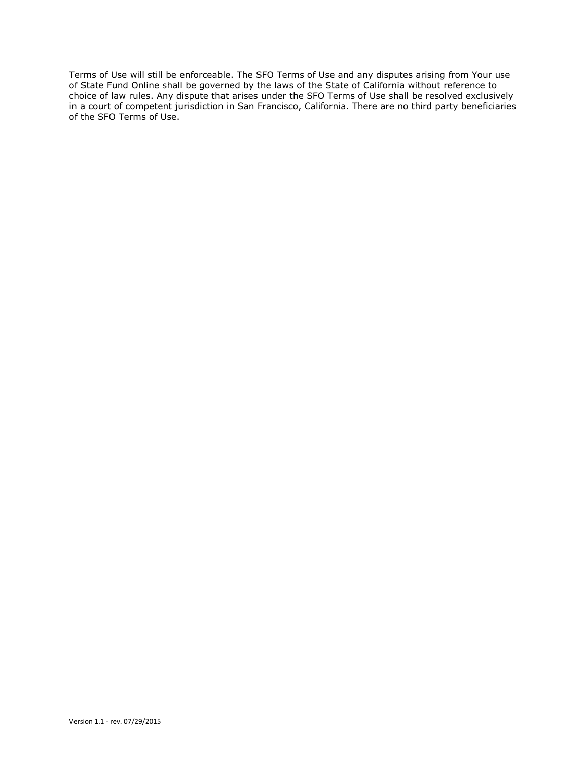Terms of Use will still be enforceable. The SFO Terms of Use and any disputes arising from Your use of State Fund Online shall be governed by the laws of the State of California without reference to choice of law rules. Any dispute that arises under the SFO Terms of Use shall be resolved exclusively in a court of competent jurisdiction in San Francisco, California. There are no third party beneficiaries of the SFO Terms of Use.